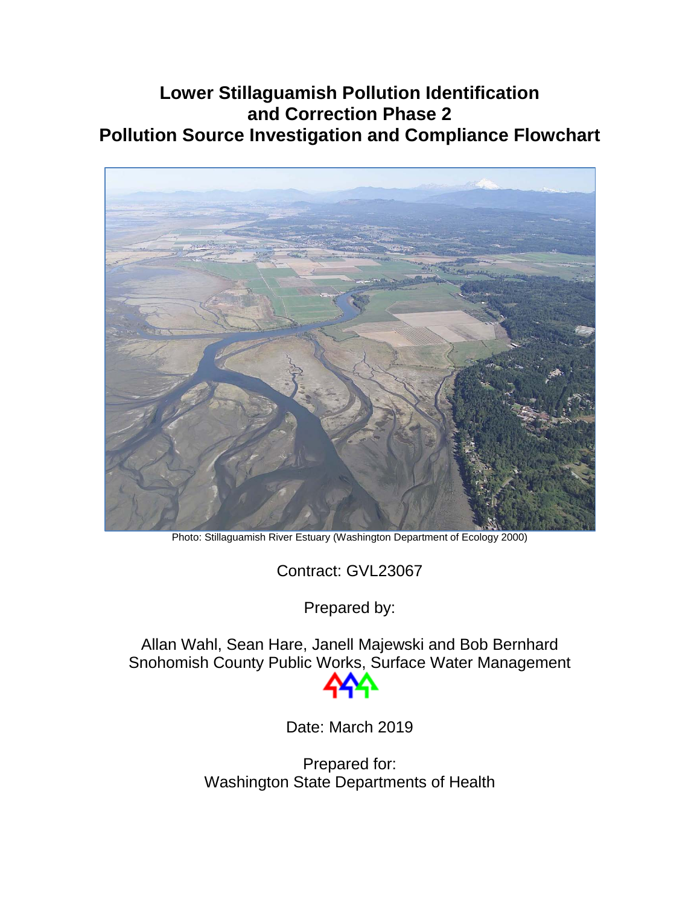# Lower Stillaguamish Pollution Identification and Correction Phase 2
# Pollution Source Investigation and Compliance Flowchart

Photo: Stillaguamish River Estuary (Washington Department of Ecology 2000)

Contract: GVL23067

Prepared by:

Allan Wahl, Sean Hare, Janell Majewski and Bob Bernhard
Snohomish County Public Works, Surface Water Management

Date: March 2019

Prepared for:
Washington State Departments of Health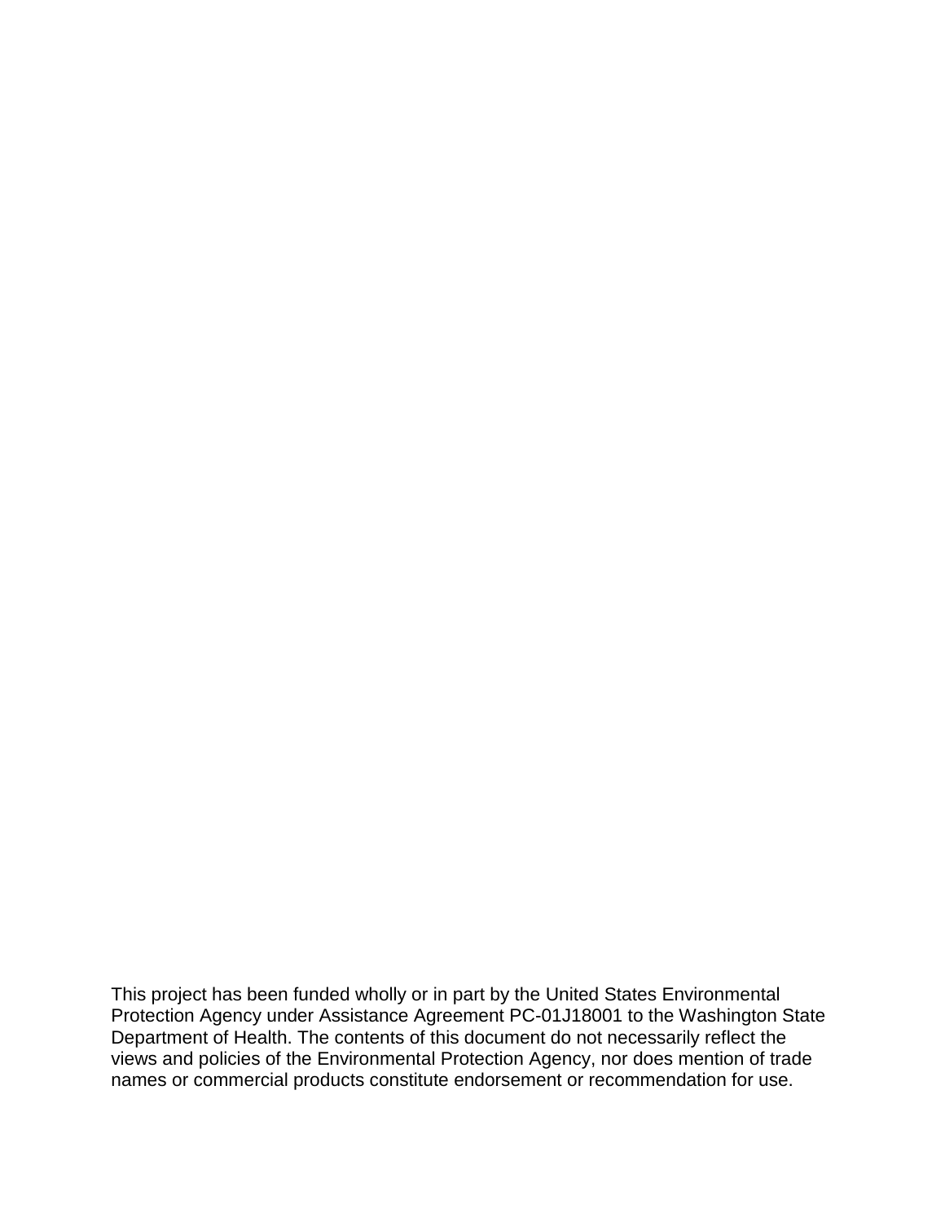This project has been funded wholly or in part by the United States Environmental Protection Agency under Assistance Agreement PC-01J18001 to the Washington State Department of Health. The contents of this document do not necessarily reflect the views and policies of the Environmental Protection Agency, nor does mention of trade names or commercial products constitute endorsement or recommendation for use.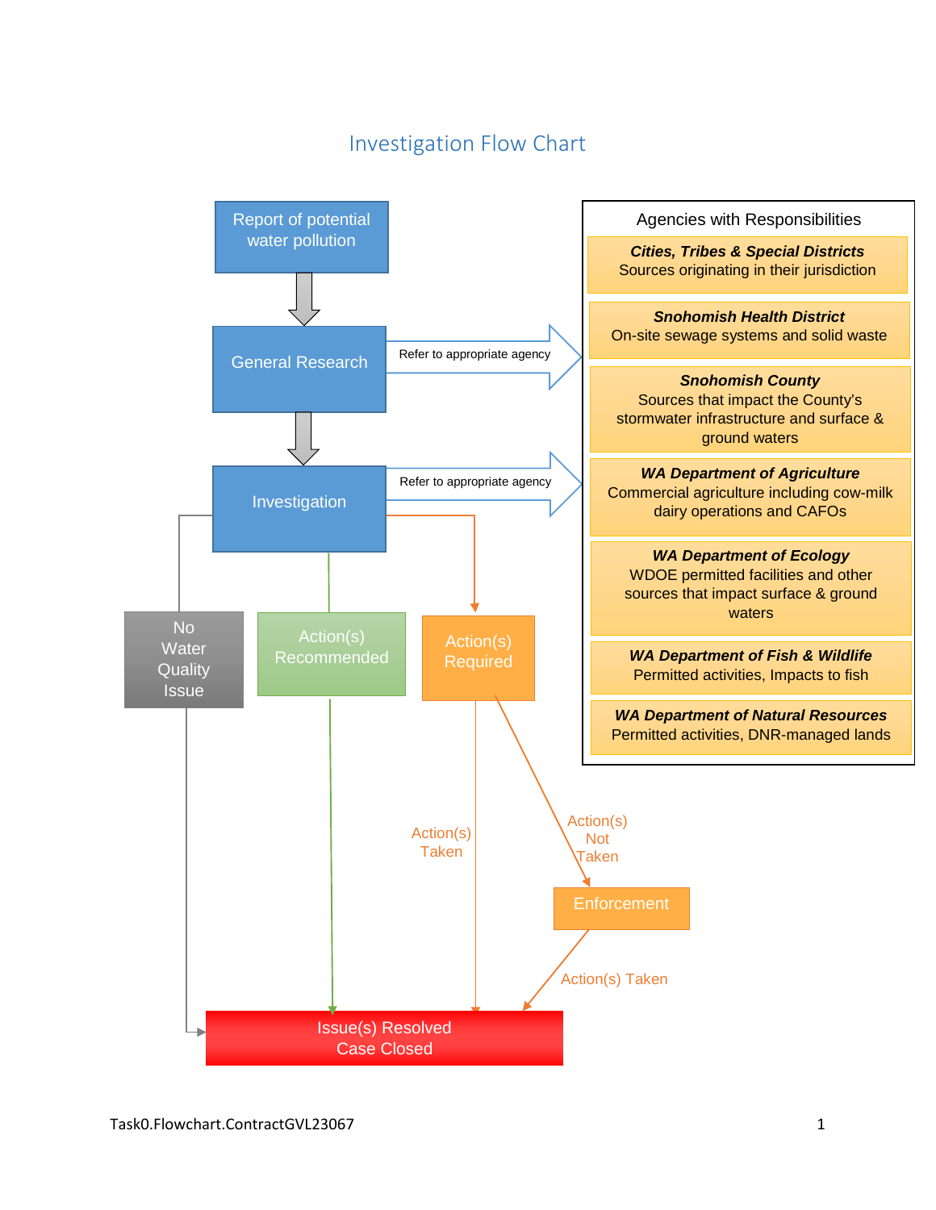# Investigation Flow Chart

Report of potential water pollution

General Research

Refer to appropriate agency

Investigation

Refer to appropriate agency

No Water Quality Issue

Action(s) Recommended

Action(s) Required

Action(s) Taken

Action(s) Not Taken

Enforcement

Action(s) Taken

Issue(s) Resolved
Case Closed

## Agencies with Responsibilities

***Cities, Tribes & Special Districts***
Sources originating in their jurisdiction

***Snohomish Health District***
On-site sewage systems and solid waste

***Snohomish County***
Sources that impact the County's stormwater infrastructure and surface & ground waters

***WA Department of Agriculture***
Commercial agriculture including cow-milk dairy operations and CAFOs

***WA Department of Ecology***
WDOE permitted facilities and other sources that impact surface & ground waters

***WA Department of Fish & Wildlife***
Permitted activities, Impacts to fish

***WA Department of Natural Resources***
Permitted activities, DNR-managed lands

Task0.Flowchart.ContractGVL23067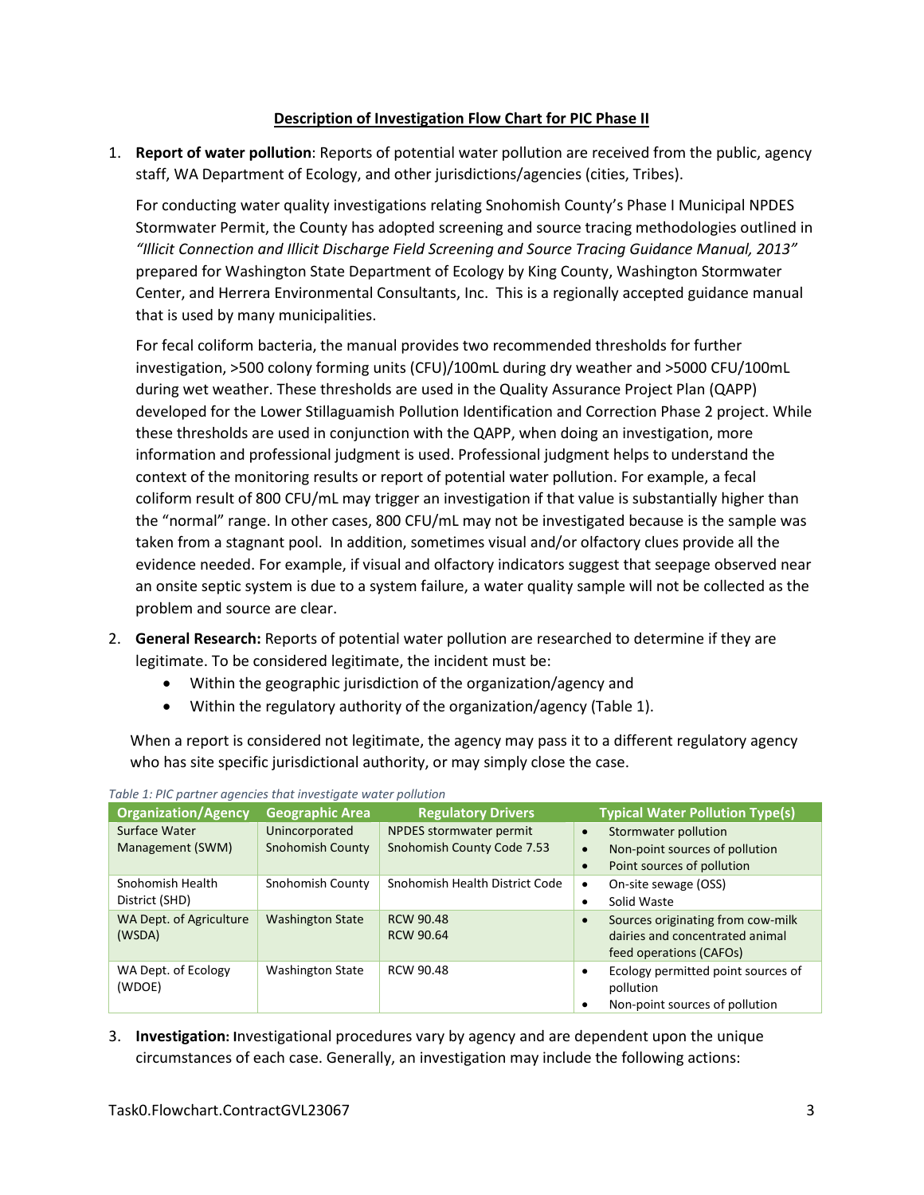## Description of Investigation Flow Chart for PIC Phase II

1. **Report of water pollution**: Reports of potential water pollution are received from the public, agency staff, WA Department of Ecology, and other jurisdictions/agencies (cities, Tribes).

   For conducting water quality investigations relating Snohomish County's Phase I Municipal NPDES Stormwater Permit, the County has adopted screening and source tracing methodologies outlined in *"Illicit Connection and Illicit Discharge Field Screening and Source Tracing Guidance Manual, 2013"* prepared for Washington State Department of Ecology by King County, Washington Stormwater Center, and Herrera Environmental Consultants, Inc. This is a regionally accepted guidance manual that is used by many municipalities.

   For fecal coliform bacteria, the manual provides two recommended thresholds for further investigation, >500 colony forming units (CFU)/100mL during dry weather and >5000 CFU/100mL during wet weather. These thresholds are used in the Quality Assurance Project Plan (QAPP) developed for the Lower Stillaguamish Pollution Identification and Correction Phase 2 project. While these thresholds are used in conjunction with the QAPP, when doing an investigation, more information and professional judgment is used. Professional judgment helps to understand the context of the monitoring results or report of potential water pollution. For example, a fecal coliform result of 800 CFU/mL may trigger an investigation if that value is substantially higher than the "normal" range. In other cases, 800 CFU/mL may not be investigated because is the sample was taken from a stagnant pool. In addition, sometimes visual and/or olfactory clues provide all the evidence needed. For example, if visual and olfactory indicators suggest that seepage observed near an onsite septic system is due to a system failure, a water quality sample will not be collected as the problem and source are clear.

2. **General Research:** Reports of potential water pollution are researched to determine if they are legitimate. To be considered legitimate, the incident must be:
   - Within the geographic jurisdiction of the organization/agency and
   - Within the regulatory authority of the organization/agency (Table 1).

   When a report is considered not legitimate, the agency may pass it to a different regulatory agency who has site specific jurisdictional authority, or may simply close the case.

*Table 1: PIC partner agencies that investigate water pollution*

| Organization/Agency | Geographic Area | Regulatory Drivers | Typical Water Pollution Type(s) |
|---|---|---|---|
| Surface Water Management (SWM) | Unincorporated Snohomish County | NPDES stormwater permit<br>Snohomish County Code 7.53 | • Stormwater pollution<br>• Non-point sources of pollution<br>• Point sources of pollution |
| Snohomish Health District (SHD) | Snohomish County | Snohomish Health District Code | • On-site sewage (OSS)<br>• Solid Waste |
| WA Dept. of Agriculture (WSDA) | Washington State | RCW 90.48<br>RCW 90.64 | • Sources originating from cow-milk dairies and concentrated animal feed operations (CAFOs) |
| WA Dept. of Ecology (WDOE) | Washington State | RCW 90.48 | • Ecology permitted point sources of pollution<br>• Non-point sources of pollution |

3. **Investigation:** Investigational procedures vary by agency and are dependent upon the unique circumstances of each case. Generally, an investigation may include the following actions: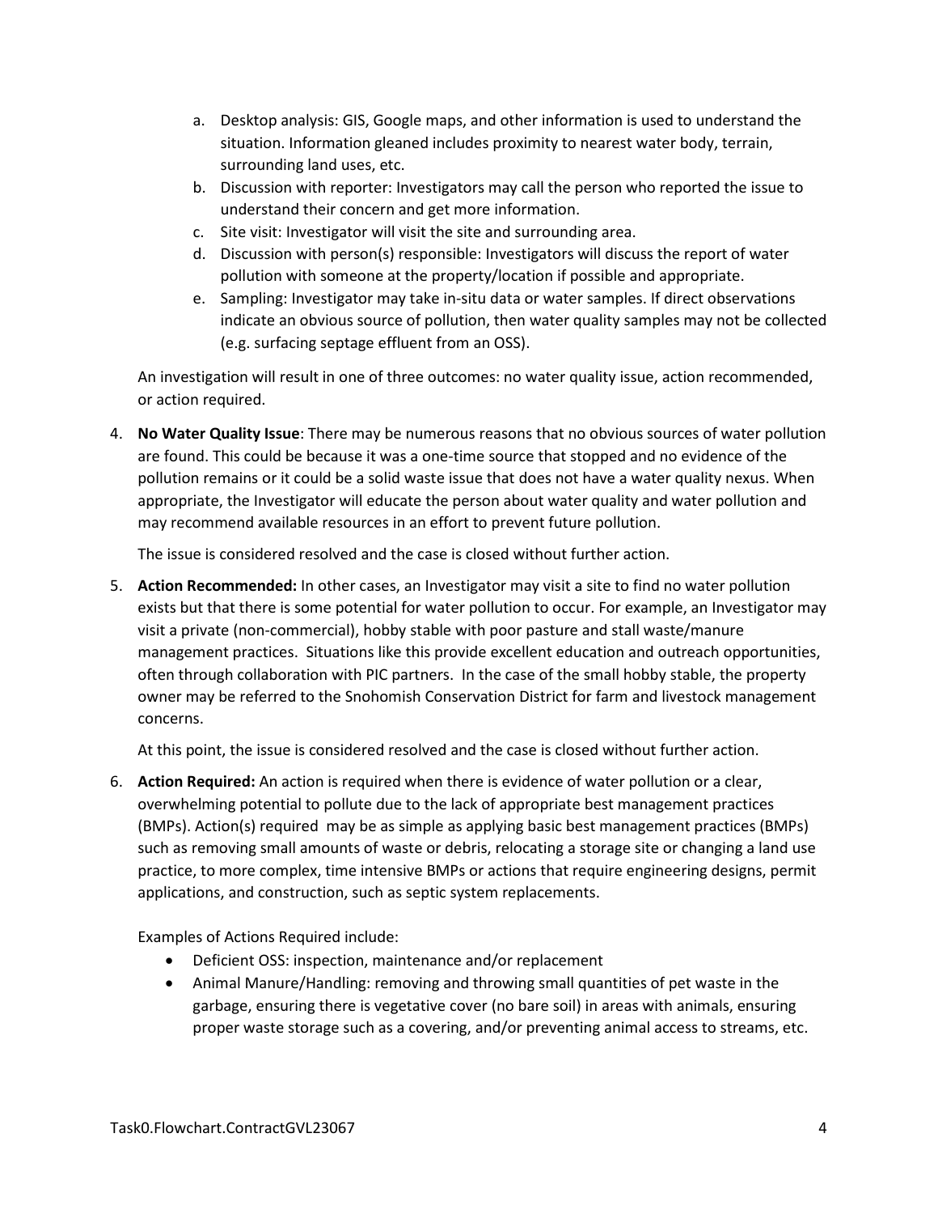a. Desktop analysis: GIS, Google maps, and other information is used to understand the situation. Information gleaned includes proximity to nearest water body, terrain, surrounding land uses, etc.
   b. Discussion with reporter: Investigators may call the person who reported the issue to understand their concern and get more information.
   c. Site visit: Investigator will visit the site and surrounding area.
   d. Discussion with person(s) responsible: Investigators will discuss the report of water pollution with someone at the property/location if possible and appropriate.
   e. Sampling: Investigator may take in-situ data or water samples. If direct observations indicate an obvious source of pollution, then water quality samples may not be collected (e.g. surfacing septage effluent from an OSS).

   An investigation will result in one of three outcomes: no water quality issue, action recommended, or action required.

4. **No Water Quality Issue**: There may be numerous reasons that no obvious sources of water pollution are found. This could be because it was a one-time source that stopped and no evidence of the pollution remains or it could be a solid waste issue that does not have a water quality nexus. When appropriate, the Investigator will educate the person about water quality and water pollution and may recommend available resources in an effort to prevent future pollution.

   The issue is considered resolved and the case is closed without further action.

5. **Action Recommended:** In other cases, an Investigator may visit a site to find no water pollution exists but that there is some potential for water pollution to occur. For example, an Investigator may visit a private (non-commercial), hobby stable with poor pasture and stall waste/manure management practices. Situations like this provide excellent education and outreach opportunities, often through collaboration with PIC partners. In the case of the small hobby stable, the property owner may be referred to the Snohomish Conservation District for farm and livestock management concerns.

   At this point, the issue is considered resolved and the case is closed without further action.

6. **Action Required:** An action is required when there is evidence of water pollution or a clear, overwhelming potential to pollute due to the lack of appropriate best management practices (BMPs). Action(s) required may be as simple as applying basic best management practices (BMPs) such as removing small amounts of waste or debris, relocating a storage site or changing a land use practice, to more complex, time intensive BMPs or actions that require engineering designs, permit applications, and construction, such as septic system replacements.

   Examples of Actions Required include:

   - Deficient OSS: inspection, maintenance and/or replacement
   - Animal Manure/Handling: removing and throwing small quantities of pet waste in the garbage, ensuring there is vegetative cover (no bare soil) in areas with animals, ensuring proper waste storage such as a covering, and/or preventing animal access to streams, etc.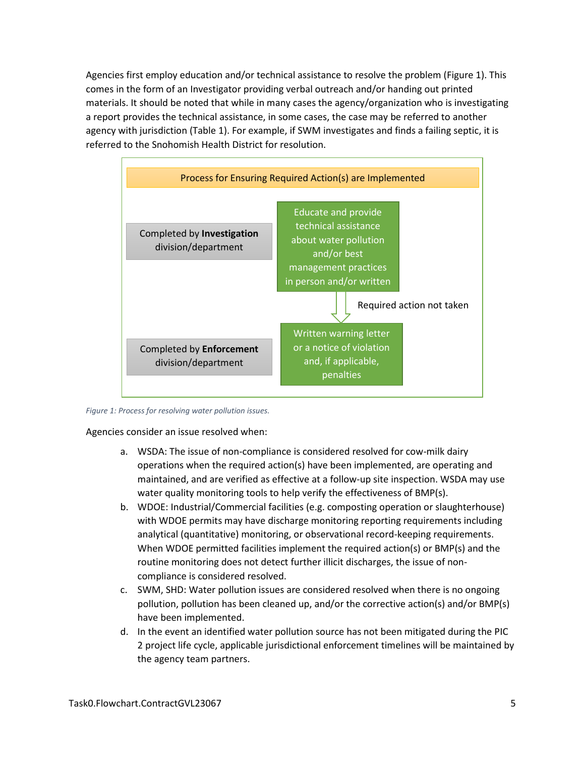Agencies first employ education and/or technical assistance to resolve the problem (Figure 1). This comes in the form of an Investigator providing verbal outreach and/or handing out printed materials. It should be noted that while in many cases the agency/organization who is investigating a report provides the technical assistance, in some cases, the case may be referred to another agency with jurisdiction (Table 1). For example, if SWM investigates and finds a failing septic, it is referred to the Snohomish Health District for resolution.

**Process for Ensuring Required Action(s) are Implemented**

| | |
|---|---|
| Completed by **Investigation** division/department | Educate and provide technical assistance about water pollution and/or best management practices in person and/or written |
| | ↓ Required action not taken |
| Completed by **Enforcement** division/department | Written warning letter or a notice of violation and, if applicable, penalties |

*Figure 1: Process for resolving water pollution issues.*

Agencies consider an issue resolved when:

a. WSDA: The issue of non-compliance is considered resolved for cow-milk dairy operations when the required action(s) have been implemented, are operating and maintained, and are verified as effective at a follow-up site inspection. WSDA may use water quality monitoring tools to help verify the effectiveness of BMP(s).

b. WDOE: Industrial/Commercial facilities (e.g. composting operation or slaughterhouse) with WDOE permits may have discharge monitoring reporting requirements including analytical (quantitative) monitoring, or observational record-keeping requirements. When WDOE permitted facilities implement the required action(s) or BMP(s) and the routine monitoring does not detect further illicit discharges, the issue of non-compliance is considered resolved.

c. SWM, SHD: Water pollution issues are considered resolved when there is no ongoing pollution, pollution has been cleaned up, and/or the corrective action(s) and/or BMP(s) have been implemented.

d. In the event an identified water pollution source has not been mitigated during the PIC 2 project life cycle, applicable jurisdictional enforcement timelines will be maintained by the agency team partners.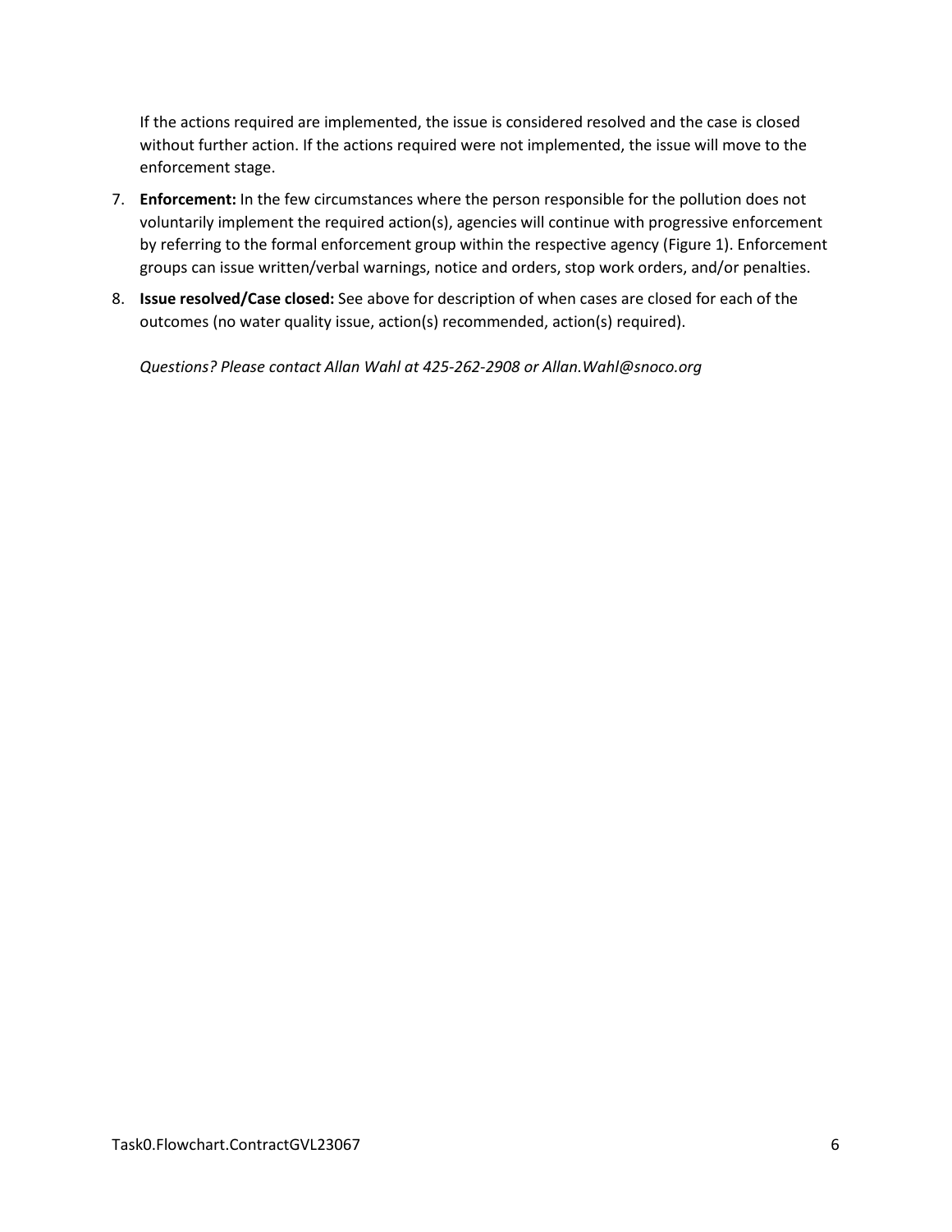If the actions required are implemented, the issue is considered resolved and the case is closed without further action. If the actions required were not implemented, the issue will move to the enforcement stage.

7. **Enforcement:** In the few circumstances where the person responsible for the pollution does not voluntarily implement the required action(s), agencies will continue with progressive enforcement by referring to the formal enforcement group within the respective agency (Figure 1). Enforcement groups can issue written/verbal warnings, notice and orders, stop work orders, and/or penalties.
8. **Issue resolved/Case closed:** See above for description of when cases are closed for each of the outcomes (no water quality issue, action(s) recommended, action(s) required).

*Questions? Please contact Allan Wahl at 425-262-2908 or Allan.Wahl@snoco.org*